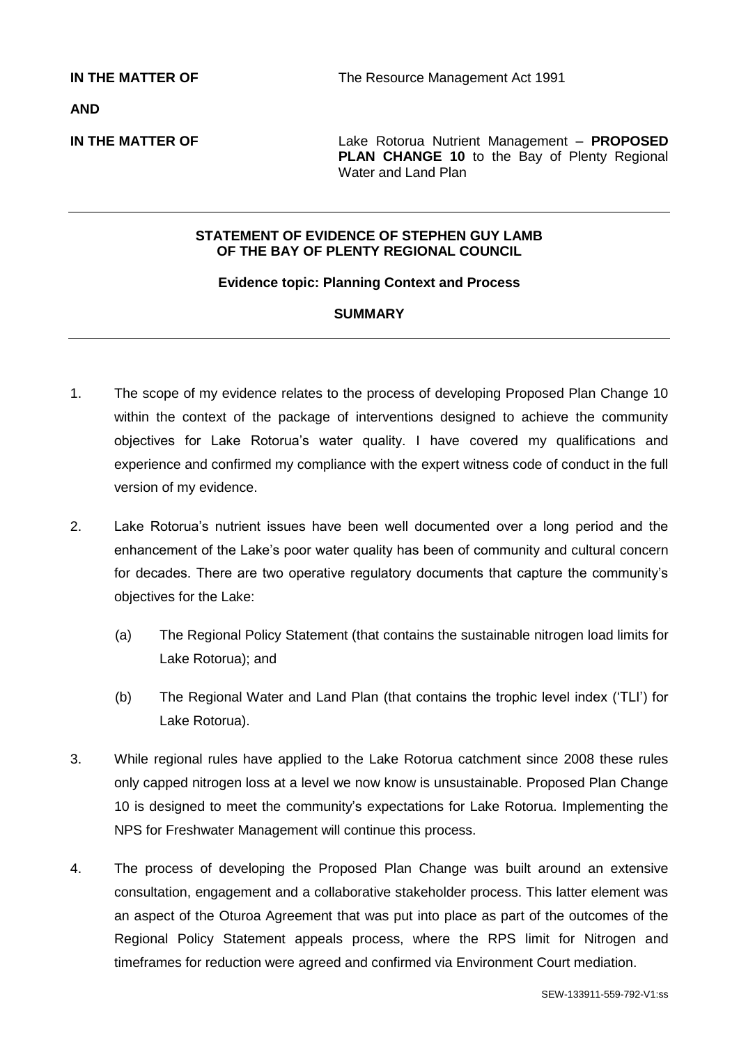**IN THE MATTER OF** The Resource Management Act 1991

**AND**

**IN THE MATTER OF** Lake Rotorua Nutrient Management – **PROPOSED PLAN CHANGE 10** to the Bay of Plenty Regional Water and Land Plan

---

**STATEMENT OF EVIDENCE OF STEPHEN GUY LAMB OF THE BAY OF PLENTY REGIONAL COUNCIL**

**Evidence topic: Planning Context and Process**

**SUMMARY**

---

1. The scope of my evidence relates to the process of developing Proposed Plan Change 10 within the context of the package of interventions designed to achieve the community objectives for Lake Rotorua's water quality. I have covered my qualifications and experience and confirmed my compliance with the expert witness code of conduct in the full version of my evidence.

2. Lake Rotorua's nutrient issues have been well documented over a long period and the enhancement of the Lake's poor water quality has been of community and cultural concern for decades. There are two operative regulatory documents that capture the community's objectives for the Lake:

   (a) The Regional Policy Statement (that contains the sustainable nitrogen load limits for Lake Rotorua); and

   (b) The Regional Water and Land Plan (that contains the trophic level index ('TLI') for Lake Rotorua).

3. While regional rules have applied to the Lake Rotorua catchment since 2008 these rules only capped nitrogen loss at a level we now know is unsustainable. Proposed Plan Change 10 is designed to meet the community's expectations for Lake Rotorua. Implementing the NPS for Freshwater Management will continue this process.

4. The process of developing the Proposed Plan Change was built around an extensive consultation, engagement and a collaborative stakeholder process. This latter element was an aspect of the Oturoa Agreement that was put into place as part of the outcomes of the Regional Policy Statement appeals process, where the RPS limit for Nitrogen and timeframes for reduction were agreed and confirmed via Environment Court mediation.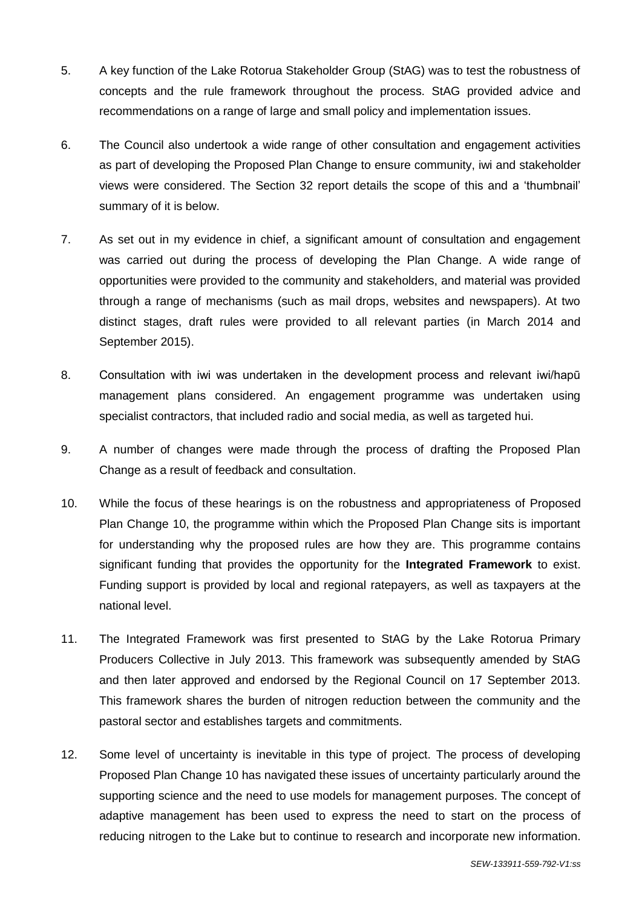5. A key function of the Lake Rotorua Stakeholder Group (StAG) was to test the robustness of concepts and the rule framework throughout the process. StAG provided advice and recommendations on a range of large and small policy and implementation issues.

6. The Council also undertook a wide range of other consultation and engagement activities as part of developing the Proposed Plan Change to ensure community, iwi and stakeholder views were considered. The Section 32 report details the scope of this and a 'thumbnail' summary of it is below.

7. As set out in my evidence in chief, a significant amount of consultation and engagement was carried out during the process of developing the Plan Change. A wide range of opportunities were provided to the community and stakeholders, and material was provided through a range of mechanisms (such as mail drops, websites and newspapers). At two distinct stages, draft rules were provided to all relevant parties (in March 2014 and September 2015).

8. Consultation with iwi was undertaken in the development process and relevant iwi/hapū management plans considered. An engagement programme was undertaken using specialist contractors, that included radio and social media, as well as targeted hui.

9. A number of changes were made through the process of drafting the Proposed Plan Change as a result of feedback and consultation.

10. While the focus of these hearings is on the robustness and appropriateness of Proposed Plan Change 10, the programme within which the Proposed Plan Change sits is important for understanding why the proposed rules are how they are. This programme contains significant funding that provides the opportunity for the **Integrated Framework** to exist. Funding support is provided by local and regional ratepayers, as well as taxpayers at the national level.

11. The Integrated Framework was first presented to StAG by the Lake Rotorua Primary Producers Collective in July 2013. This framework was subsequently amended by StAG and then later approved and endorsed by the Regional Council on 17 September 2013. This framework shares the burden of nitrogen reduction between the community and the pastoral sector and establishes targets and commitments.

12. Some level of uncertainty is inevitable in this type of project. The process of developing Proposed Plan Change 10 has navigated these issues of uncertainty particularly around the supporting science and the need to use models for management purposes. The concept of adaptive management has been used to express the need to start on the process of reducing nitrogen to the Lake but to continue to research and incorporate new information.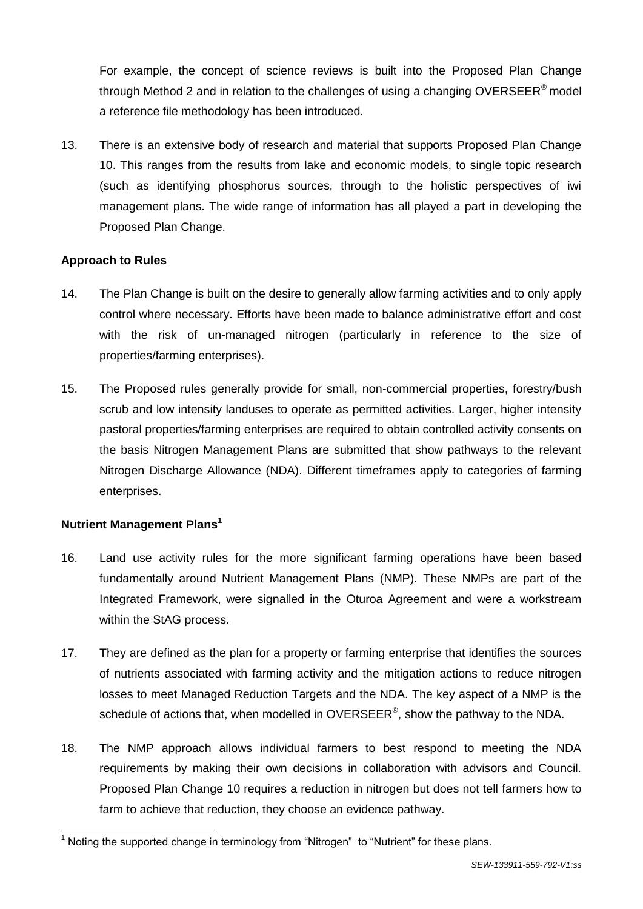For example, the concept of science reviews is built into the Proposed Plan Change through Method 2 and in relation to the challenges of using a changing OVERSEER® model a reference file methodology has been introduced.

13. There is an extensive body of research and material that supports Proposed Plan Change 10. This ranges from the results from lake and economic models, to single topic research (such as identifying phosphorus sources, through to the holistic perspectives of iwi management plans. The wide range of information has all played a part in developing the Proposed Plan Change.

**Approach to Rules**

14. The Plan Change is built on the desire to generally allow farming activities and to only apply control where necessary. Efforts have been made to balance administrative effort and cost with the risk of un-managed nitrogen (particularly in reference to the size of properties/farming enterprises).

15. The Proposed rules generally provide for small, non-commercial properties, forestry/bush scrub and low intensity landuses to operate as permitted activities. Larger, higher intensity pastoral properties/farming enterprises are required to obtain controlled activity consents on the basis Nitrogen Management Plans are submitted that show pathways to the relevant Nitrogen Discharge Allowance (NDA). Different timeframes apply to categories of farming enterprises.

**Nutrient Management Plans[1]**

16. Land use activity rules for the more significant farming operations have been based fundamentally around Nutrient Management Plans (NMP). These NMPs are part of the Integrated Framework, were signalled in the Oturoa Agreement and were a workstream within the StAG process.

17. They are defined as the plan for a property or farming enterprise that identifies the sources of nutrients associated with farming activity and the mitigation actions to reduce nitrogen losses to meet Managed Reduction Targets and the NDA. The key aspect of a NMP is the schedule of actions that, when modelled in OVERSEER®, show the pathway to the NDA.

18. The NMP approach allows individual farmers to best respond to meeting the NDA requirements by making their own decisions in collaboration with advisors and Council. Proposed Plan Change 10 requires a reduction in nitrogen but does not tell farmers how to farm to achieve that reduction, they choose an evidence pathway.

[1] Noting the supported change in terminology from "Nitrogen" to "Nutrient" for these plans.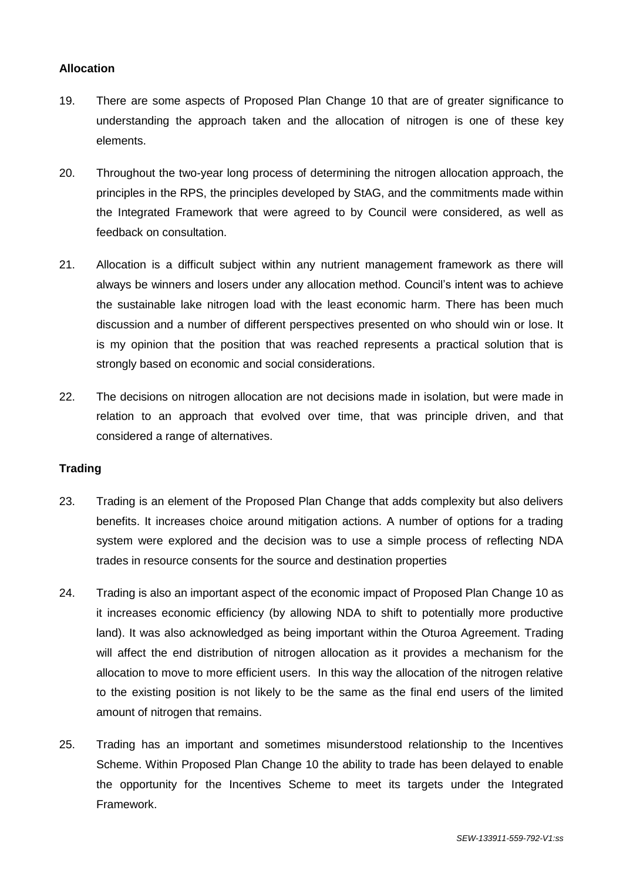**Allocation**

19. There are some aspects of Proposed Plan Change 10 that are of greater significance to understanding the approach taken and the allocation of nitrogen is one of these key elements.

20. Throughout the two-year long process of determining the nitrogen allocation approach, the principles in the RPS, the principles developed by StAG, and the commitments made within the Integrated Framework that were agreed to by Council were considered, as well as feedback on consultation.

21. Allocation is a difficult subject within any nutrient management framework as there will always be winners and losers under any allocation method. Council's intent was to achieve the sustainable lake nitrogen load with the least economic harm. There has been much discussion and a number of different perspectives presented on who should win or lose. It is my opinion that the position that was reached represents a practical solution that is strongly based on economic and social considerations.

22. The decisions on nitrogen allocation are not decisions made in isolation, but were made in relation to an approach that evolved over time, that was principle driven, and that considered a range of alternatives.

**Trading**

23. Trading is an element of the Proposed Plan Change that adds complexity but also delivers benefits. It increases choice around mitigation actions. A number of options for a trading system were explored and the decision was to use a simple process of reflecting NDA trades in resource consents for the source and destination properties

24. Trading is also an important aspect of the economic impact of Proposed Plan Change 10 as it increases economic efficiency (by allowing NDA to shift to potentially more productive land). It was also acknowledged as being important within the Oturoa Agreement. Trading will affect the end distribution of nitrogen allocation as it provides a mechanism for the allocation to move to more efficient users. In this way the allocation of the nitrogen relative to the existing position is not likely to be the same as the final end users of the limited amount of nitrogen that remains.

25. Trading has an important and sometimes misunderstood relationship to the Incentives Scheme. Within Proposed Plan Change 10 the ability to trade has been delayed to enable the opportunity for the Incentives Scheme to meet its targets under the Integrated Framework.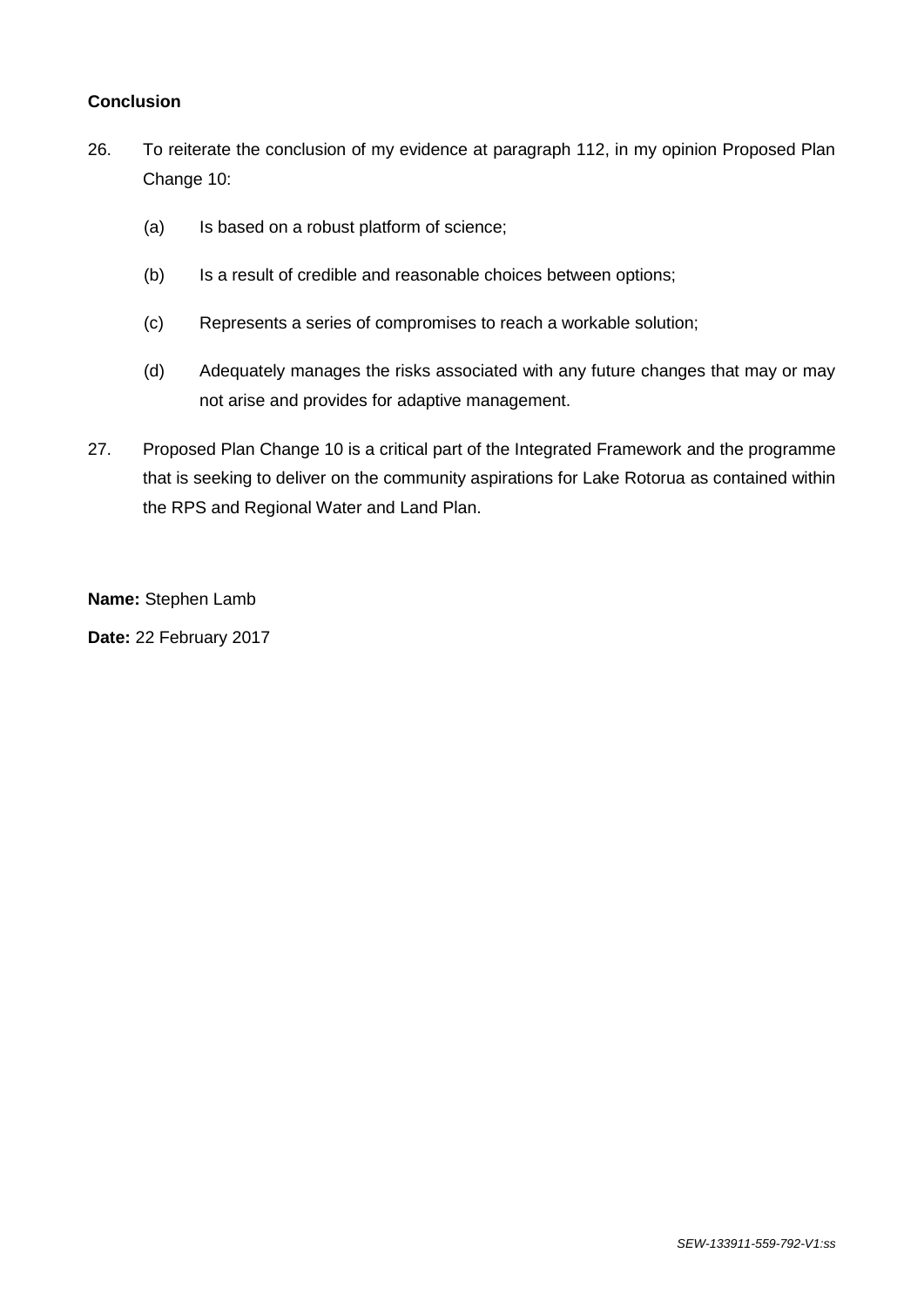**Conclusion**

26. To reiterate the conclusion of my evidence at paragraph 112, in my opinion Proposed Plan Change 10:

    (a) Is based on a robust platform of science;

    (b) Is a result of credible and reasonable choices between options;

    (c) Represents a series of compromises to reach a workable solution;

    (d) Adequately manages the risks associated with any future changes that may or may not arise and provides for adaptive management.

27. Proposed Plan Change 10 is a critical part of the Integrated Framework and the programme that is seeking to deliver on the community aspirations for Lake Rotorua as contained within the RPS and Regional Water and Land Plan.

**Name:** Stephen Lamb

**Date:** 22 February 2017

*SEW-133911-559-792-V1:ss*